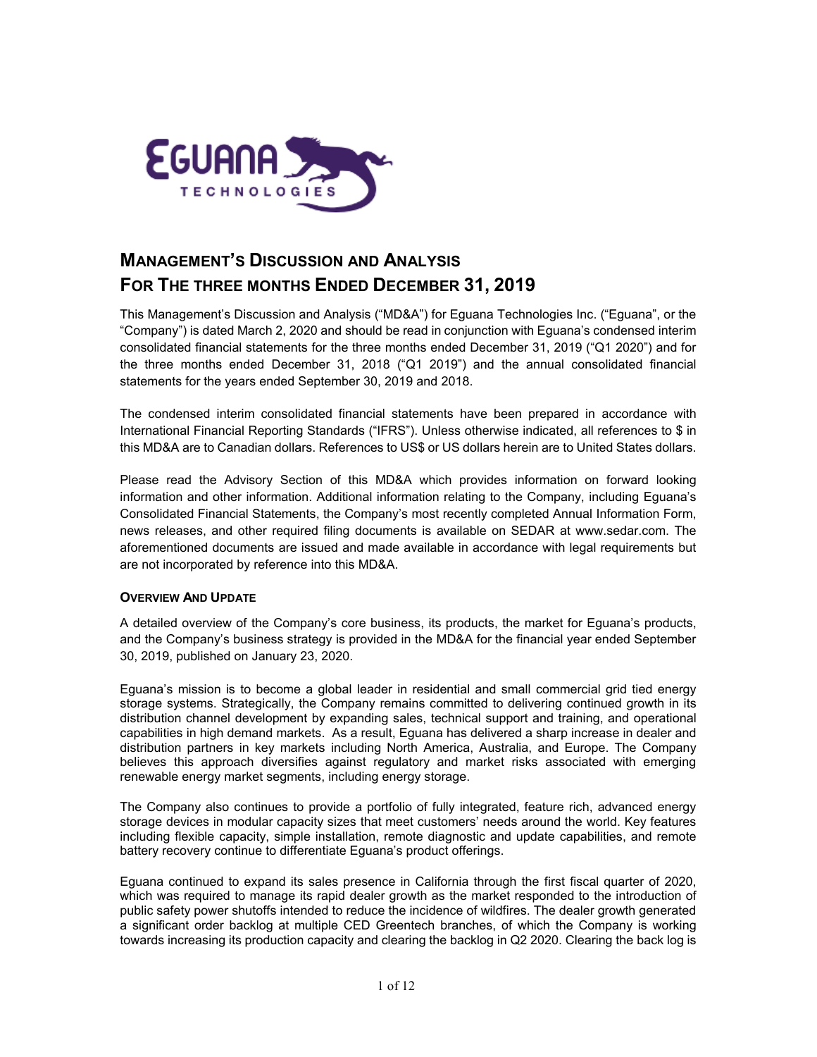# MANAGEMENT'S DISCUSSION AND ANALYSIS
# FOR THE THREE MONTHS ENDED DECEMBER 31, 2019

This Management's Discussion and Analysis ("MD&A") for Eguana Technologies Inc. ("Eguana", or the "Company") is dated March 2, 2020 and should be read in conjunction with Eguana's condensed interim consolidated financial statements for the three months ended December 31, 2019 ("Q1 2020") and for the three months ended December 31, 2018 ("Q1 2019") and the annual consolidated financial statements for the years ended September 30, 2019 and 2018.

The condensed interim consolidated financial statements have been prepared in accordance with International Financial Reporting Standards ("IFRS"). Unless otherwise indicated, all references to $ in this MD&A are to Canadian dollars. References to US$ or US dollars herein are to United States dollars.

Please read the Advisory Section of this MD&A which provides information on forward looking information and other information. Additional information relating to the Company, including Eguana's Consolidated Financial Statements, the Company's most recently completed Annual Information Form, news releases, and other required filing documents is available on SEDAR at www.sedar.com. The aforementioned documents are issued and made available in accordance with legal requirements but are not incorporated by reference into this MD&A.

### OVERVIEW AND UPDATE

A detailed overview of the Company's core business, its products, the market for Eguana's products, and the Company's business strategy is provided in the MD&A for the financial year ended September 30, 2019, published on January 23, 2020.

Eguana's mission is to become a global leader in residential and small commercial grid tied energy storage systems. Strategically, the Company remains committed to delivering continued growth in its distribution channel development by expanding sales, technical support and training, and operational capabilities in high demand markets. As a result, Eguana has delivered a sharp increase in dealer and distribution partners in key markets including North America, Australia, and Europe. The Company believes this approach diversifies against regulatory and market risks associated with emerging renewable energy market segments, including energy storage.

The Company also continues to provide a portfolio of fully integrated, feature rich, advanced energy storage devices in modular capacity sizes that meet customers' needs around the world. Key features including flexible capacity, simple installation, remote diagnostic and update capabilities, and remote battery recovery continue to differentiate Eguana's product offerings.

Eguana continued to expand its sales presence in California through the first fiscal quarter of 2020, which was required to manage its rapid dealer growth as the market responded to the introduction of public safety power shutoffs intended to reduce the incidence of wildfires. The dealer growth generated a significant order backlog at multiple CED Greentech branches, of which the Company is working towards increasing its production capacity and clearing the backlog in Q2 2020. Clearing the back log is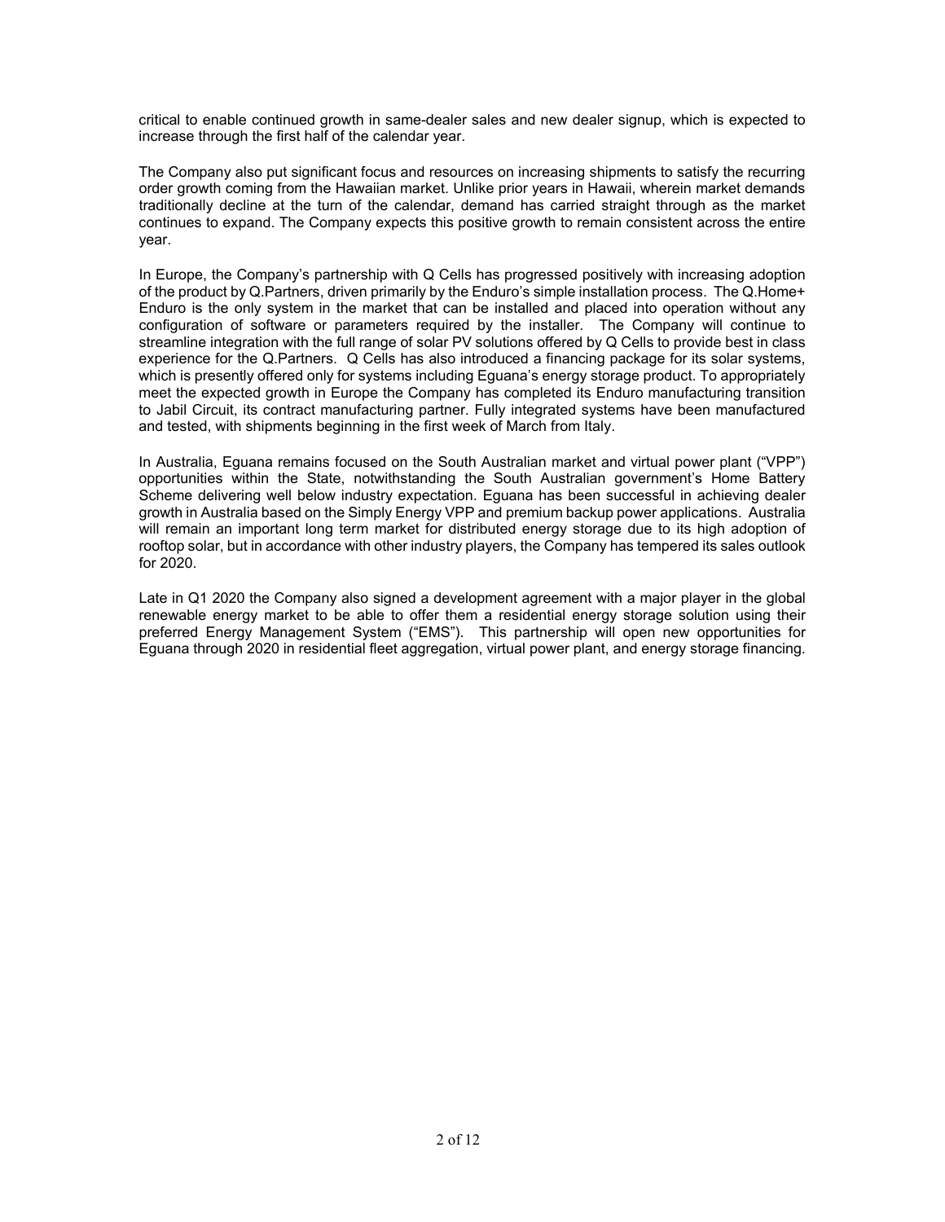critical to enable continued growth in same-dealer sales and new dealer signup, which is expected to increase through the first half of the calendar year.

The Company also put significant focus and resources on increasing shipments to satisfy the recurring order growth coming from the Hawaiian market. Unlike prior years in Hawaii, wherein market demands traditionally decline at the turn of the calendar, demand has carried straight through as the market continues to expand. The Company expects this positive growth to remain consistent across the entire year.

In Europe, the Company's partnership with Q Cells has progressed positively with increasing adoption of the product by Q.Partners, driven primarily by the Enduro's simple installation process. The Q.Home+ Enduro is the only system in the market that can be installed and placed into operation without any configuration of software or parameters required by the installer. The Company will continue to streamline integration with the full range of solar PV solutions offered by Q Cells to provide best in class experience for the Q.Partners. Q Cells has also introduced a financing package for its solar systems, which is presently offered only for systems including Eguana's energy storage product. To appropriately meet the expected growth in Europe the Company has completed its Enduro manufacturing transition to Jabil Circuit, its contract manufacturing partner. Fully integrated systems have been manufactured and tested, with shipments beginning in the first week of March from Italy.

In Australia, Eguana remains focused on the South Australian market and virtual power plant ("VPP") opportunities within the State, notwithstanding the South Australian government's Home Battery Scheme delivering well below industry expectation. Eguana has been successful in achieving dealer growth in Australia based on the Simply Energy VPP and premium backup power applications. Australia will remain an important long term market for distributed energy storage due to its high adoption of rooftop solar, but in accordance with other industry players, the Company has tempered its sales outlook for 2020.

Late in Q1 2020 the Company also signed a development agreement with a major player in the global renewable energy market to be able to offer them a residential energy storage solution using their preferred Energy Management System ("EMS"). This partnership will open new opportunities for Eguana through 2020 in residential fleet aggregation, virtual power plant, and energy storage financing.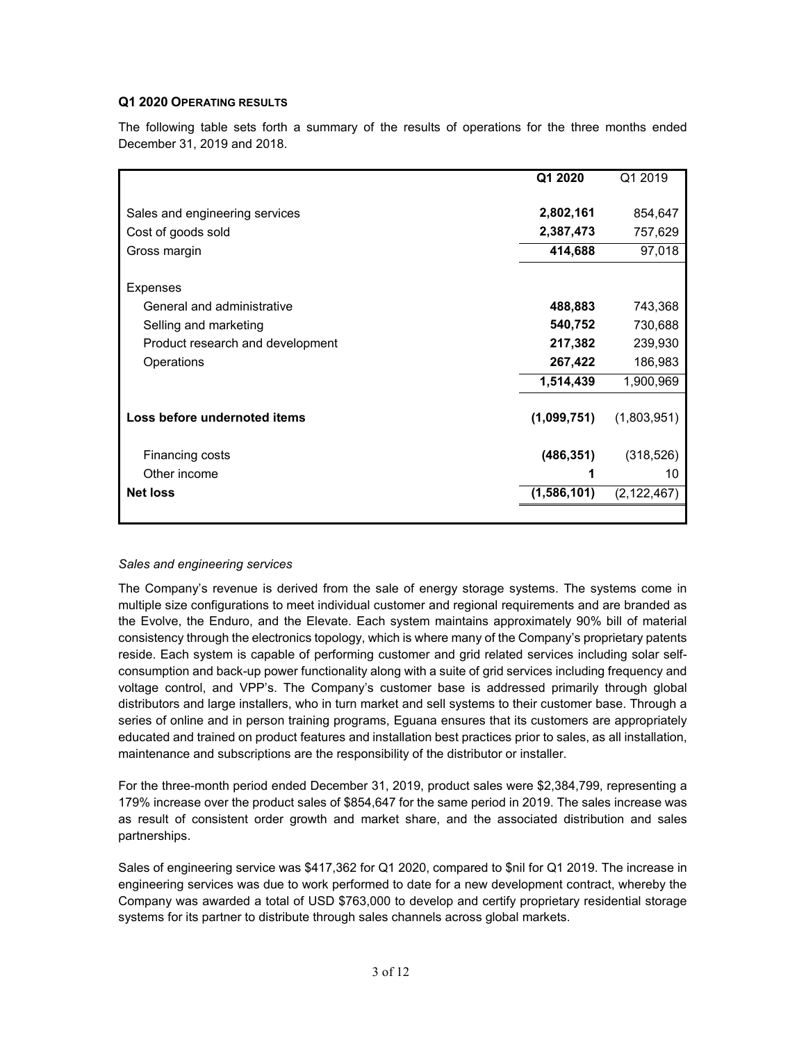### Q1 2020 Operating Results

The following table sets forth a summary of the results of operations for the three months ended December 31, 2019 and 2018.

| | **Q1 2020** | Q1 2019 |
|---|---|---|
| Sales and engineering services | **2,802,161** | 854,647 |
| Cost of goods sold | **2,387,473** | 757,629 |
| Gross margin | **414,688** | 97,018 |
| Expenses | | |
| General and administrative | **488,883** | 743,368 |
| Selling and marketing | **540,752** | 730,688 |
| Product research and development | **217,382** | 239,930 |
| Operations | **267,422** | 186,983 |
| | **1,514,439** | 1,900,969 |
| **Loss before undernoted items** | **(1,099,751)** | (1,803,951) |
| Financing costs | **(486,351)** | (318,526) |
| Other income | **1** | 10 |
| **Net loss** | **(1,586,101)** | (2,122,467) |

*Sales and engineering services*

The Company's revenue is derived from the sale of energy storage systems. The systems come in multiple size configurations to meet individual customer and regional requirements and are branded as the Evolve, the Enduro, and the Elevate. Each system maintains approximately 90% bill of material consistency through the electronics topology, which is where many of the Company's proprietary patents reside. Each system is capable of performing customer and grid related services including solar self-consumption and back-up power functionality along with a suite of grid services including frequency and voltage control, and VPP's. The Company's customer base is addressed primarily through global distributors and large installers, who in turn market and sell systems to their customer base. Through a series of online and in person training programs, Eguana ensures that its customers are appropriately educated and trained on product features and installation best practices prior to sales, as all installation, maintenance and subscriptions are the responsibility of the distributor or installer.

For the three-month period ended December 31, 2019, product sales were $2,384,799, representing a 179% increase over the product sales of $854,647 for the same period in 2019. The sales increase was as result of consistent order growth and market share, and the associated distribution and sales partnerships.

Sales of engineering service was $417,362 for Q1 2020, compared to $nil for Q1 2019. The increase in engineering services was due to work performed to date for a new development contract, whereby the Company was awarded a total of USD $763,000 to develop and certify proprietary residential storage systems for its partner to distribute through sales channels across global markets.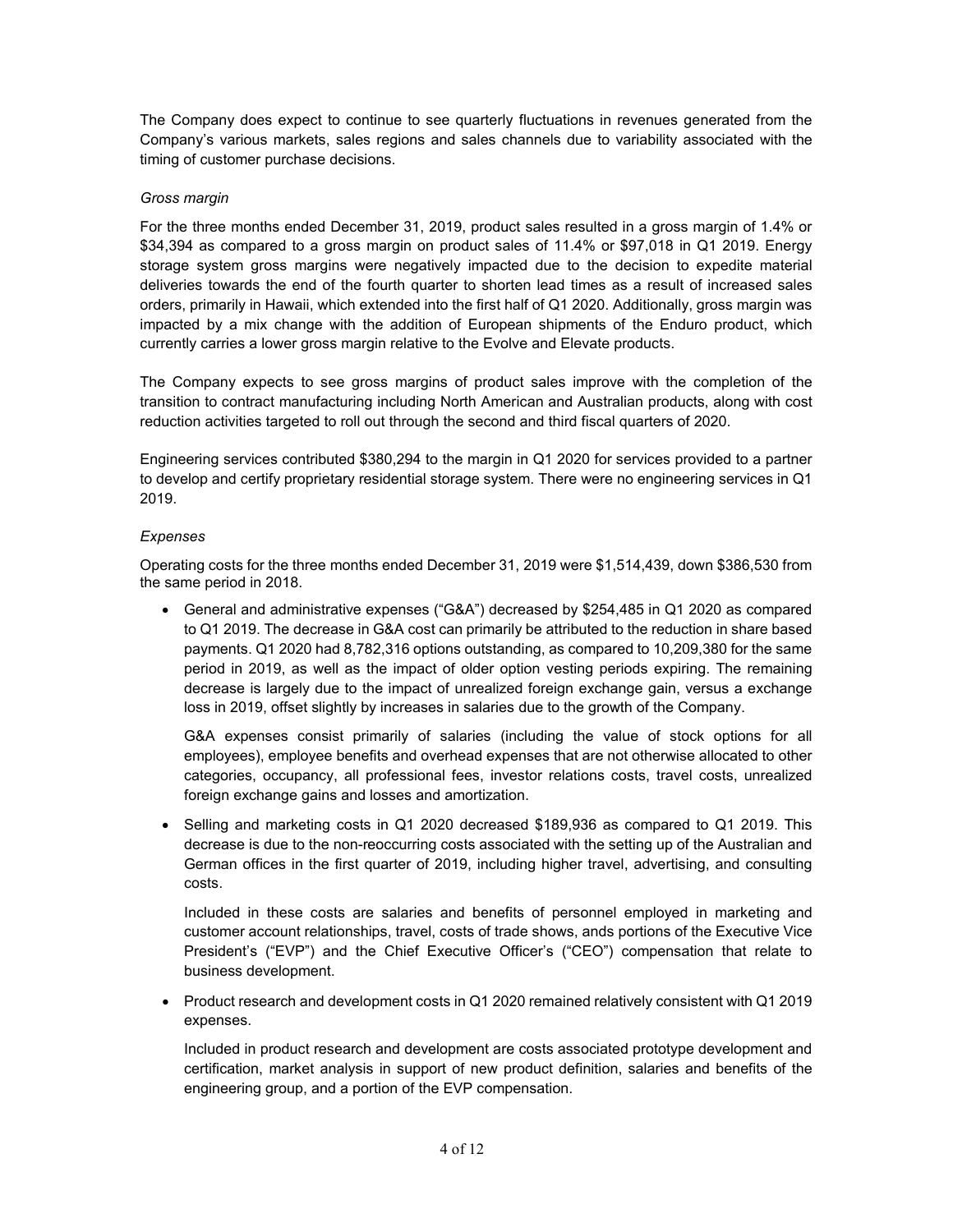The Company does expect to continue to see quarterly fluctuations in revenues generated from the Company's various markets, sales regions and sales channels due to variability associated with the timing of customer purchase decisions.

*Gross margin*

For the three months ended December 31, 2019, product sales resulted in a gross margin of 1.4% or $34,394 as compared to a gross margin on product sales of 11.4% or $97,018 in Q1 2019. Energy storage system gross margins were negatively impacted due to the decision to expedite material deliveries towards the end of the fourth quarter to shorten lead times as a result of increased sales orders, primarily in Hawaii, which extended into the first half of Q1 2020. Additionally, gross margin was impacted by a mix change with the addition of European shipments of the Enduro product, which currently carries a lower gross margin relative to the Evolve and Elevate products.

The Company expects to see gross margins of product sales improve with the completion of the transition to contract manufacturing including North American and Australian products, along with cost reduction activities targeted to roll out through the second and third fiscal quarters of 2020.

Engineering services contributed $380,294 to the margin in Q1 2020 for services provided to a partner to develop and certify proprietary residential storage system. There were no engineering services in Q1 2019.

*Expenses*

Operating costs for the three months ended December 31, 2019 were $1,514,439, down $386,530 from the same period in 2018.

- General and administrative expenses ("G&A") decreased by $254,485 in Q1 2020 as compared to Q1 2019. The decrease in G&A cost can primarily be attributed to the reduction in share based payments. Q1 2020 had 8,782,316 options outstanding, as compared to 10,209,380 for the same period in 2019, as well as the impact of older option vesting periods expiring. The remaining decrease is largely due to the impact of unrealized foreign exchange gain, versus a exchange loss in 2019, offset slightly by increases in salaries due to the growth of the Company.

  G&A expenses consist primarily of salaries (including the value of stock options for all employees), employee benefits and overhead expenses that are not otherwise allocated to other categories, occupancy, all professional fees, investor relations costs, travel costs, unrealized foreign exchange gains and losses and amortization.

- Selling and marketing costs in Q1 2020 decreased $189,936 as compared to Q1 2019. This decrease is due to the non-reoccurring costs associated with the setting up of the Australian and German offices in the first quarter of 2019, including higher travel, advertising, and consulting costs.

  Included in these costs are salaries and benefits of personnel employed in marketing and customer account relationships, travel, costs of trade shows, ands portions of the Executive Vice President's ("EVP") and the Chief Executive Officer's ("CEO") compensation that relate to business development.

- Product research and development costs in Q1 2020 remained relatively consistent with Q1 2019 expenses.

  Included in product research and development are costs associated prototype development and certification, market analysis in support of new product definition, salaries and benefits of the engineering group, and a portion of the EVP compensation.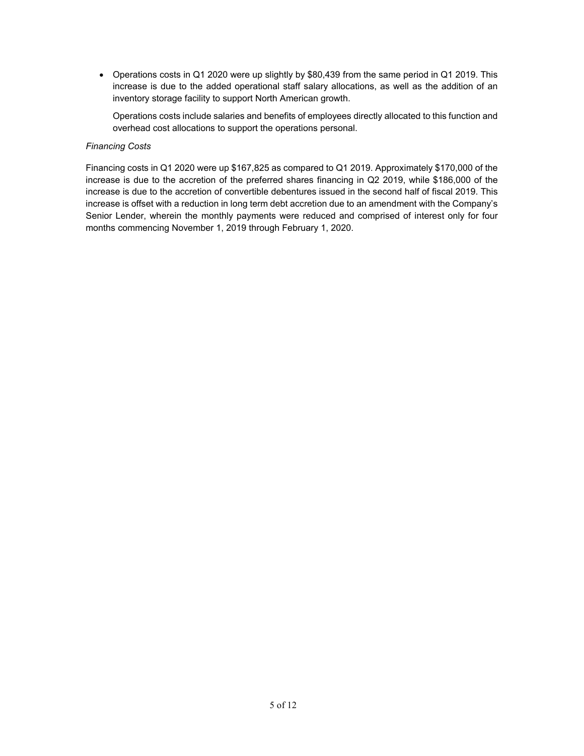- Operations costs in Q1 2020 were up slightly by $80,439 from the same period in Q1 2019. This increase is due to the added operational staff salary allocations, as well as the addition of an inventory storage facility to support North American growth.

  Operations costs include salaries and benefits of employees directly allocated to this function and overhead cost allocations to support the operations personal.

*Financing Costs*

Financing costs in Q1 2020 were up $167,825 as compared to Q1 2019. Approximately $170,000 of the increase is due to the accretion of the preferred shares financing in Q2 2019, while $186,000 of the increase is due to the accretion of convertible debentures issued in the second half of fiscal 2019. This increase is offset with a reduction in long term debt accretion due to an amendment with the Company's Senior Lender, wherein the monthly payments were reduced and comprised of interest only for four months commencing November 1, 2019 through February 1, 2020.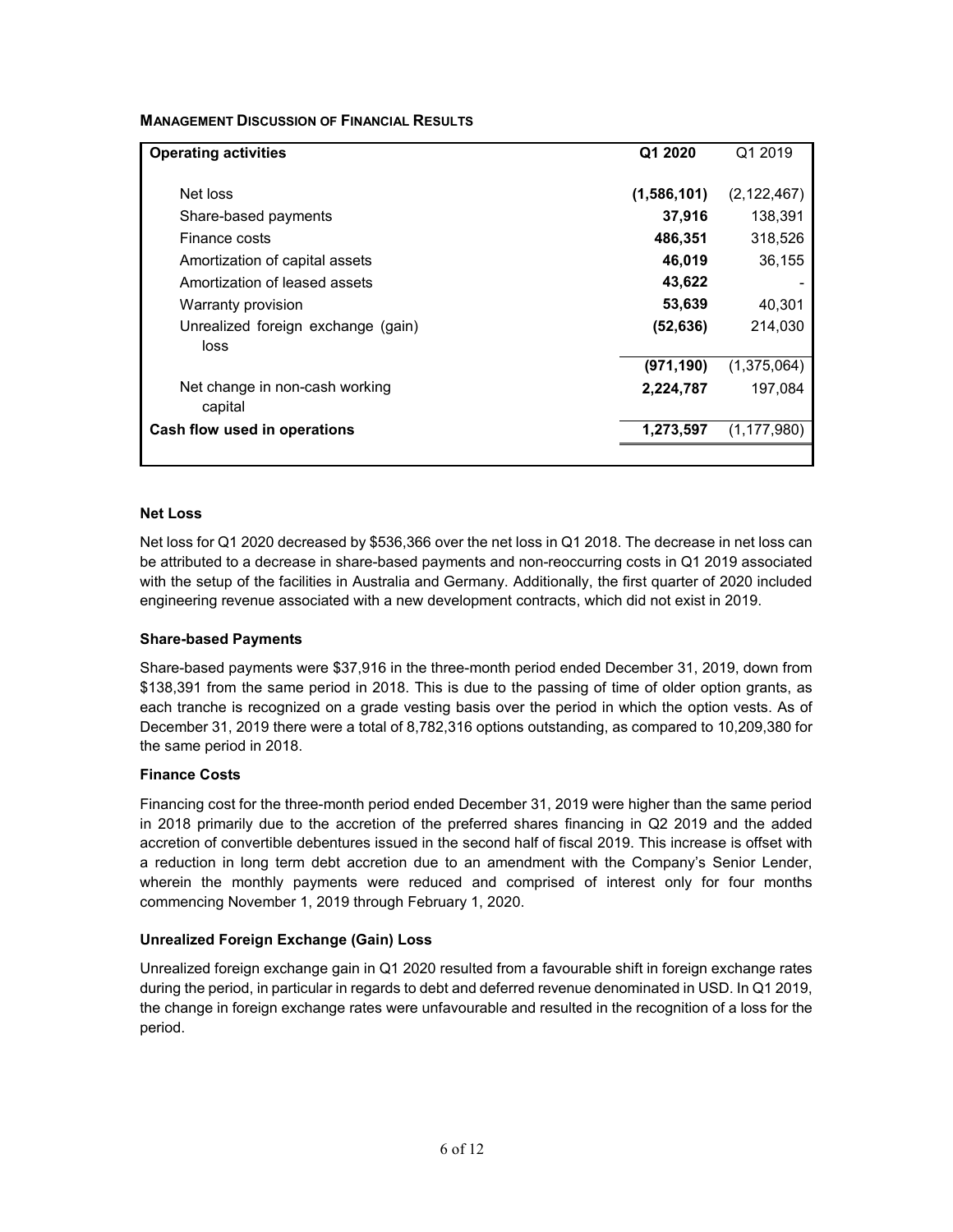**MANAGEMENT DISCUSSION OF FINANCIAL RESULTS**

| Operating activities | Q1 2020 | Q1 2019 |
|---|---|---|
| Net loss | **(1,586,101)** | (2,122,467) |
| Share-based payments | **37,916** | 138,391 |
| Finance costs | **486,351** | 318,526 |
| Amortization of capital assets | **46,019** | 36,155 |
| Amortization of leased assets | **43,622** | - |
| Warranty provision | **53,639** | 40,301 |
| Unrealized foreign exchange (gain) loss | **(52,636)** | 214,030 |
| | **(971,190)** | (1,375,064) |
| Net change in non-cash working capital | **2,224,787** | 197,084 |
| **Cash flow used in operations** | **1,273,597** | (1,177,980) |

**Net Loss**

Net loss for Q1 2020 decreased by $536,366 over the net loss in Q1 2018. The decrease in net loss can be attributed to a decrease in share-based payments and non-reoccurring costs in Q1 2019 associated with the setup of the facilities in Australia and Germany. Additionally, the first quarter of 2020 included engineering revenue associated with a new development contracts, which did not exist in 2019.

**Share-based Payments**

Share-based payments were $37,916 in the three-month period ended December 31, 2019, down from $138,391 from the same period in 2018. This is due to the passing of time of older option grants, as each tranche is recognized on a grade vesting basis over the period in which the option vests. As of December 31, 2019 there were a total of 8,782,316 options outstanding, as compared to 10,209,380 for the same period in 2018.

**Finance Costs**

Financing cost for the three-month period ended December 31, 2019 were higher than the same period in 2018 primarily due to the accretion of the preferred shares financing in Q2 2019 and the added accretion of convertible debentures issued in the second half of fiscal 2019. This increase is offset with a reduction in long term debt accretion due to an amendment with the Company's Senior Lender, wherein the monthly payments were reduced and comprised of interest only for four months commencing November 1, 2019 through February 1, 2020.

**Unrealized Foreign Exchange (Gain) Loss**

Unrealized foreign exchange gain in Q1 2020 resulted from a favourable shift in foreign exchange rates during the period, in particular in regards to debt and deferred revenue denominated in USD. In Q1 2019, the change in foreign exchange rates were unfavourable and resulted in the recognition of a loss for the period.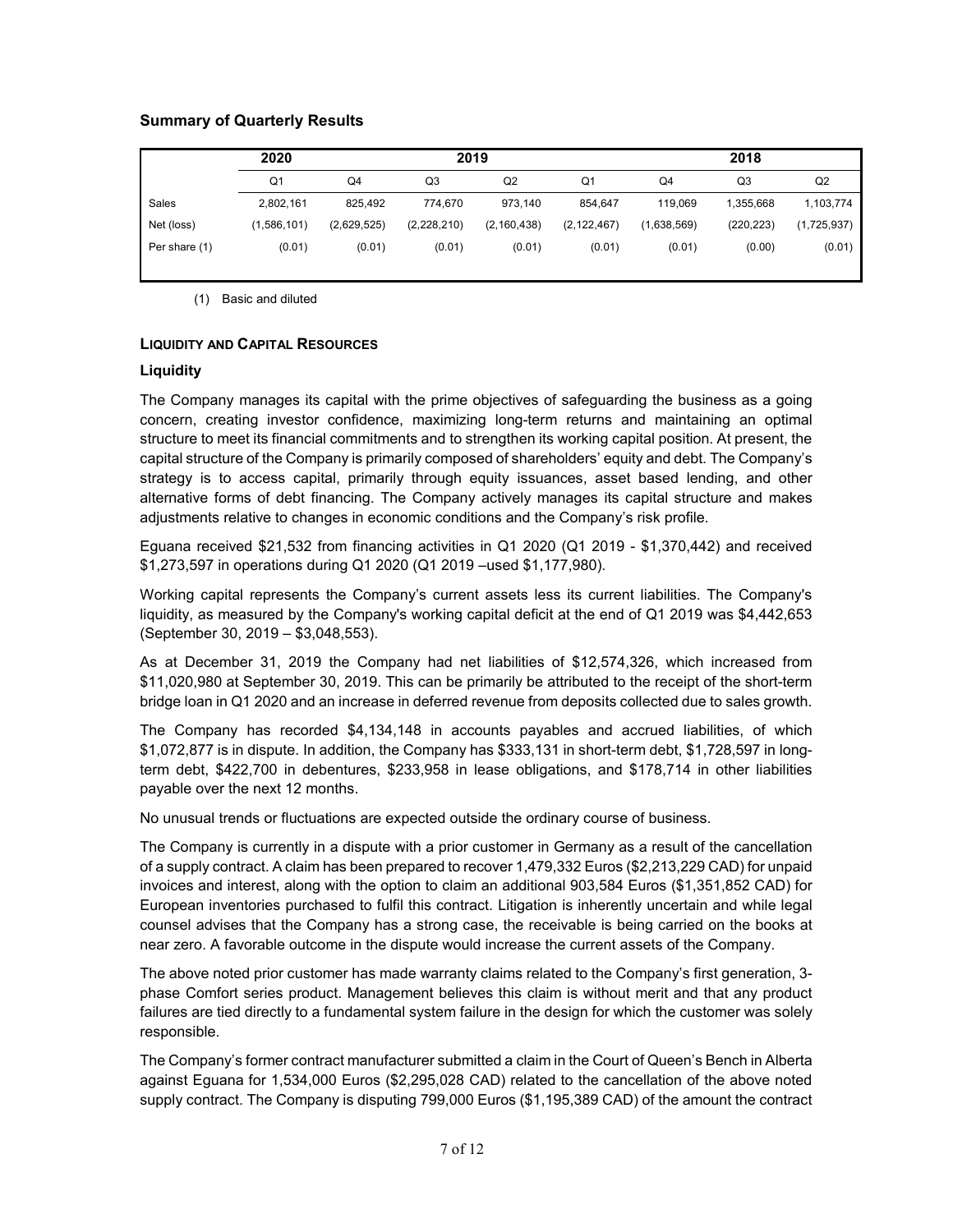### Summary of Quarterly Results

| | 2020 | 2019 | | | | 2018 | | |
|---|---|---|---|---|---|---|---|---|
| | Q1 | Q4 | Q3 | Q2 | Q1 | Q4 | Q3 | Q2 |
| Sales | 2,802,161 | 825,492 | 774,670 | 973,140 | 854,647 | 119,069 | 1,355,668 | 1,103,774 |
| Net (loss) | (1,586,101) | (2,629,525) | (2,228,210) | (2,160,438) | (2,122,467) | (1,638,569) | (220,223) | (1,725,937) |
| Per share (1) | (0.01) | (0.01) | (0.01) | (0.01) | (0.01) | (0.01) | (0.00) | (0.01) |

(1) Basic and diluted

## LIQUIDITY AND CAPITAL RESOURCES

### Liquidity

The Company manages its capital with the prime objectives of safeguarding the business as a going concern, creating investor confidence, maximizing long-term returns and maintaining an optimal structure to meet its financial commitments and to strengthen its working capital position. At present, the capital structure of the Company is primarily composed of shareholders' equity and debt. The Company's strategy is to access capital, primarily through equity issuances, asset based lending, and other alternative forms of debt financing. The Company actively manages its capital structure and makes adjustments relative to changes in economic conditions and the Company's risk profile.

Eguana received $21,532 from financing activities in Q1 2020 (Q1 2019 - $1,370,442) and received $1,273,597 in operations during Q1 2020 (Q1 2019 –used $1,177,980).

Working capital represents the Company's current assets less its current liabilities. The Company's liquidity, as measured by the Company's working capital deficit at the end of Q1 2019 was $4,442,653 (September 30, 2019 – $3,048,553).

As at December 31, 2019 the Company had net liabilities of $12,574,326, which increased from $11,020,980 at September 30, 2019. This can be primarily be attributed to the receipt of the short-term bridge loan in Q1 2020 and an increase in deferred revenue from deposits collected due to sales growth.

The Company has recorded $4,134,148 in accounts payables and accrued liabilities, of which $1,072,877 is in dispute. In addition, the Company has $333,131 in short-term debt, $1,728,597 in long-term debt, $422,700 in debentures, $233,958 in lease obligations, and $178,714 in other liabilities payable over the next 12 months.

No unusual trends or fluctuations are expected outside the ordinary course of business.

The Company is currently in a dispute with a prior customer in Germany as a result of the cancellation of a supply contract. A claim has been prepared to recover 1,479,332 Euros ($2,213,229 CAD) for unpaid invoices and interest, along with the option to claim an additional 903,584 Euros ($1,351,852 CAD) for European inventories purchased to fulfil this contract. Litigation is inherently uncertain and while legal counsel advises that the Company has a strong case, the receivable is being carried on the books at near zero. A favorable outcome in the dispute would increase the current assets of the Company.

The above noted prior customer has made warranty claims related to the Company's first generation, 3-phase Comfort series product. Management believes this claim is without merit and that any product failures are tied directly to a fundamental system failure in the design for which the customer was solely responsible.

The Company's former contract manufacturer submitted a claim in the Court of Queen's Bench in Alberta against Eguana for 1,534,000 Euros ($2,295,028 CAD) related to the cancellation of the above noted supply contract. The Company is disputing 799,000 Euros ($1,195,389 CAD) of the amount the contract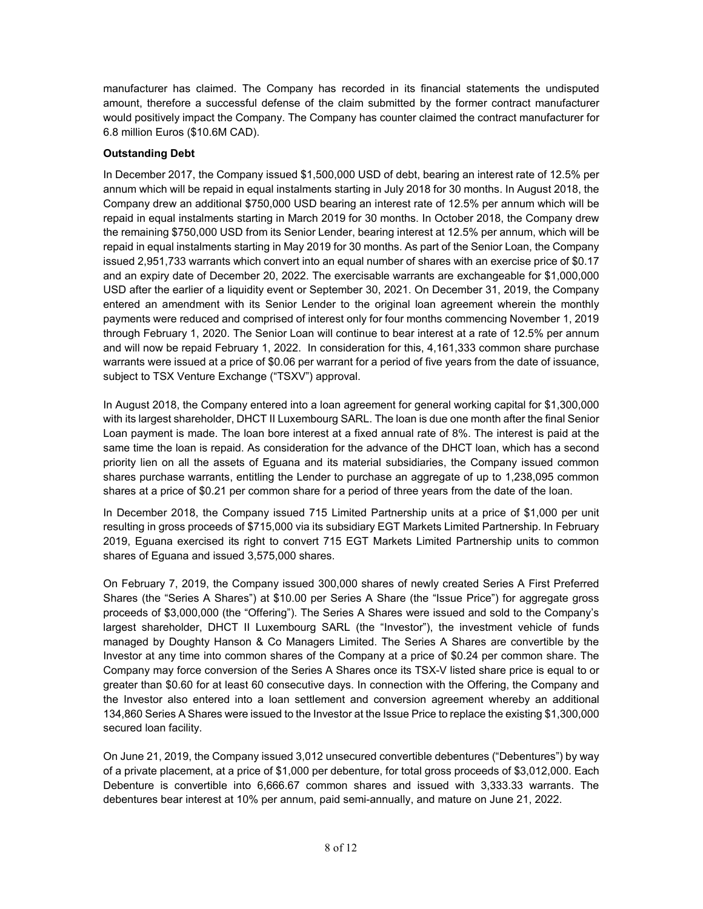manufacturer has claimed. The Company has recorded in its financial statements the undisputed amount, therefore a successful defense of the claim submitted by the former contract manufacturer would positively impact the Company. The Company has counter claimed the contract manufacturer for 6.8 million Euros ($10.6M CAD).

**Outstanding Debt**

In December 2017, the Company issued $1,500,000 USD of debt, bearing an interest rate of 12.5% per annum which will be repaid in equal instalments starting in July 2018 for 30 months. In August 2018, the Company drew an additional $750,000 USD bearing an interest rate of 12.5% per annum which will be repaid in equal instalments starting in March 2019 for 30 months. In October 2018, the Company drew the remaining $750,000 USD from its Senior Lender, bearing interest at 12.5% per annum, which will be repaid in equal instalments starting in May 2019 for 30 months. As part of the Senior Loan, the Company issued 2,951,733 warrants which convert into an equal number of shares with an exercise price of $0.17 and an expiry date of December 20, 2022. The exercisable warrants are exchangeable for $1,000,000 USD after the earlier of a liquidity event or September 30, 2021. On December 31, 2019, the Company entered an amendment with its Senior Lender to the original loan agreement wherein the monthly payments were reduced and comprised of interest only for four months commencing November 1, 2019 through February 1, 2020. The Senior Loan will continue to bear interest at a rate of 12.5% per annum and will now be repaid February 1, 2022. In consideration for this, 4,161,333 common share purchase warrants were issued at a price of $0.06 per warrant for a period of five years from the date of issuance, subject to TSX Venture Exchange ("TSXV") approval.

In August 2018, the Company entered into a loan agreement for general working capital for $1,300,000 with its largest shareholder, DHCT II Luxembourg SARL. The loan is due one month after the final Senior Loan payment is made. The loan bore interest at a fixed annual rate of 8%. The interest is paid at the same time the loan is repaid. As consideration for the advance of the DHCT loan, which has a second priority lien on all the assets of Eguana and its material subsidiaries, the Company issued common shares purchase warrants, entitling the Lender to purchase an aggregate of up to 1,238,095 common shares at a price of $0.21 per common share for a period of three years from the date of the loan.

In December 2018, the Company issued 715 Limited Partnership units at a price of $1,000 per unit resulting in gross proceeds of $715,000 via its subsidiary EGT Markets Limited Partnership. In February 2019, Eguana exercised its right to convert 715 EGT Markets Limited Partnership units to common shares of Eguana and issued 3,575,000 shares.

On February 7, 2019, the Company issued 300,000 shares of newly created Series A First Preferred Shares (the "Series A Shares") at $10.00 per Series A Share (the "Issue Price") for aggregate gross proceeds of $3,000,000 (the "Offering"). The Series A Shares were issued and sold to the Company's largest shareholder, DHCT II Luxembourg SARL (the "Investor"), the investment vehicle of funds managed by Doughty Hanson & Co Managers Limited. The Series A Shares are convertible by the Investor at any time into common shares of the Company at a price of $0.24 per common share. The Company may force conversion of the Series A Shares once its TSX-V listed share price is equal to or greater than $0.60 for at least 60 consecutive days. In connection with the Offering, the Company and the Investor also entered into a loan settlement and conversion agreement whereby an additional 134,860 Series A Shares were issued to the Investor at the Issue Price to replace the existing $1,300,000 secured loan facility.

On June 21, 2019, the Company issued 3,012 unsecured convertible debentures ("Debentures") by way of a private placement, at a price of $1,000 per debenture, for total gross proceeds of $3,012,000. Each Debenture is convertible into 6,666.67 common shares and issued with 3,333.33 warrants. The debentures bear interest at 10% per annum, paid semi-annually, and mature on June 21, 2022.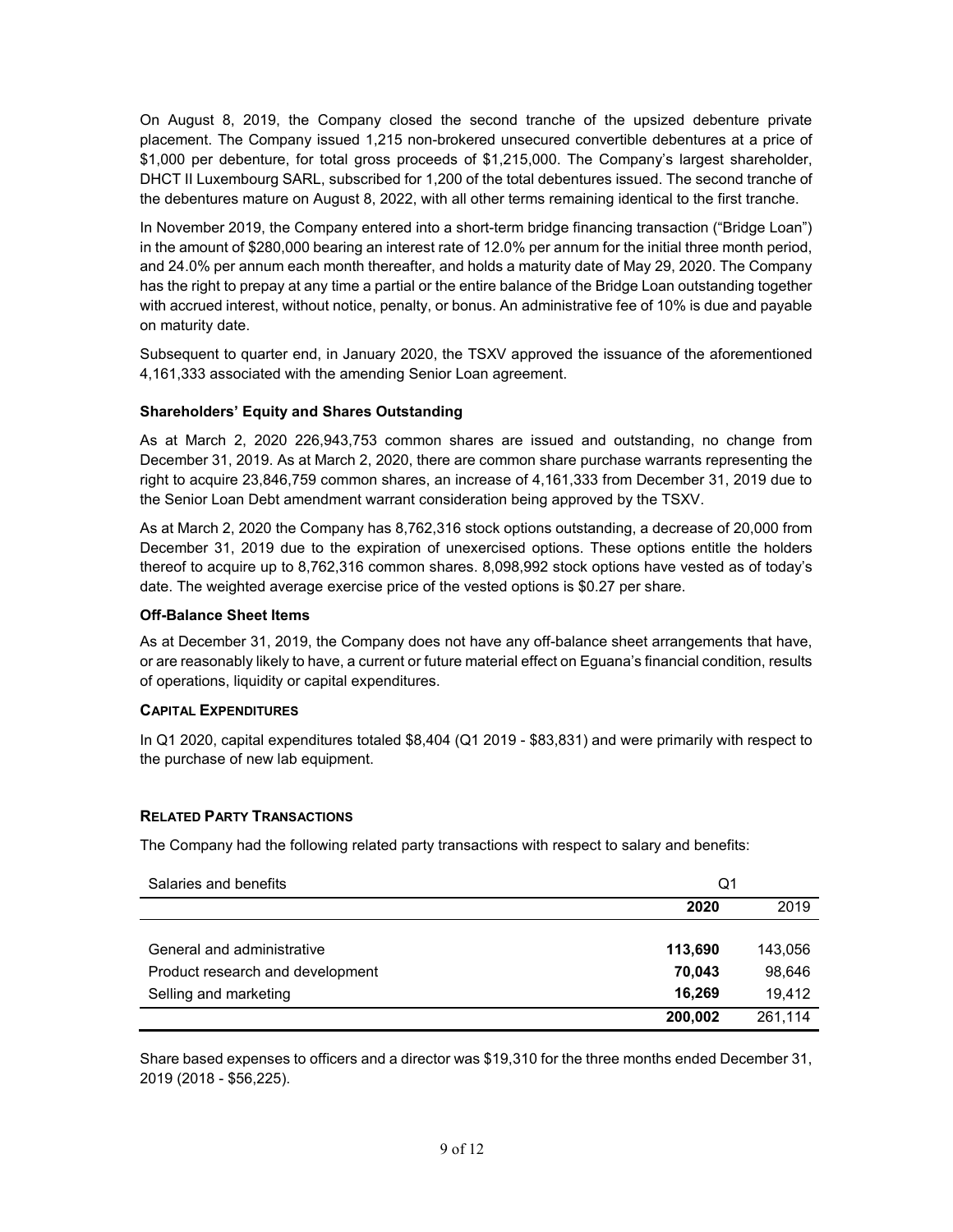On August 8, 2019, the Company closed the second tranche of the upsized debenture private placement. The Company issued 1,215 non-brokered unsecured convertible debentures at a price of $1,000 per debenture, for total gross proceeds of $1,215,000. The Company's largest shareholder, DHCT II Luxembourg SARL, subscribed for 1,200 of the total debentures issued. The second tranche of the debentures mature on August 8, 2022, with all other terms remaining identical to the first tranche.

In November 2019, the Company entered into a short-term bridge financing transaction ("Bridge Loan") in the amount of $280,000 bearing an interest rate of 12.0% per annum for the initial three month period, and 24.0% per annum each month thereafter, and holds a maturity date of May 29, 2020. The Company has the right to prepay at any time a partial or the entire balance of the Bridge Loan outstanding together with accrued interest, without notice, penalty, or bonus. An administrative fee of 10% is due and payable on maturity date.

Subsequent to quarter end, in January 2020, the TSXV approved the issuance of the aforementioned 4,161,333 associated with the amending Senior Loan agreement.

### Shareholders' Equity and Shares Outstanding

As at March 2, 2020 226,943,753 common shares are issued and outstanding, no change from December 31, 2019. As at March 2, 2020, there are common share purchase warrants representing the right to acquire 23,846,759 common shares, an increase of 4,161,333 from December 31, 2019 due to the Senior Loan Debt amendment warrant consideration being approved by the TSXV.

As at March 2, 2020 the Company has 8,762,316 stock options outstanding, a decrease of 20,000 from December 31, 2019 due to the expiration of unexercised options. These options entitle the holders thereof to acquire up to 8,762,316 common shares. 8,098,992 stock options have vested as of today's date. The weighted average exercise price of the vested options is $0.27 per share.

### Off-Balance Sheet Items

As at December 31, 2019, the Company does not have any off-balance sheet arrangements that have, or are reasonably likely to have, a current or future material effect on Eguana's financial condition, results of operations, liquidity or capital expenditures.

## Capital Expenditures

In Q1 2020, capital expenditures totaled $8,404 (Q1 2019 - $83,831) and were primarily with respect to the purchase of new lab equipment.

## Related Party Transactions

The Company had the following related party transactions with respect to salary and benefits:

| Salaries and benefits | Q1 | |
|---|---|---|
| | **2020** | 2019 |
| General and administrative | **113,690** | 143,056 |
| Product research and development | **70,043** | 98,646 |
| Selling and marketing | **16,269** | 19,412 |
| | **200,002** | 261,114 |

Share based expenses to officers and a director was $19,310 for the three months ended December 31, 2019 (2018 - $56,225).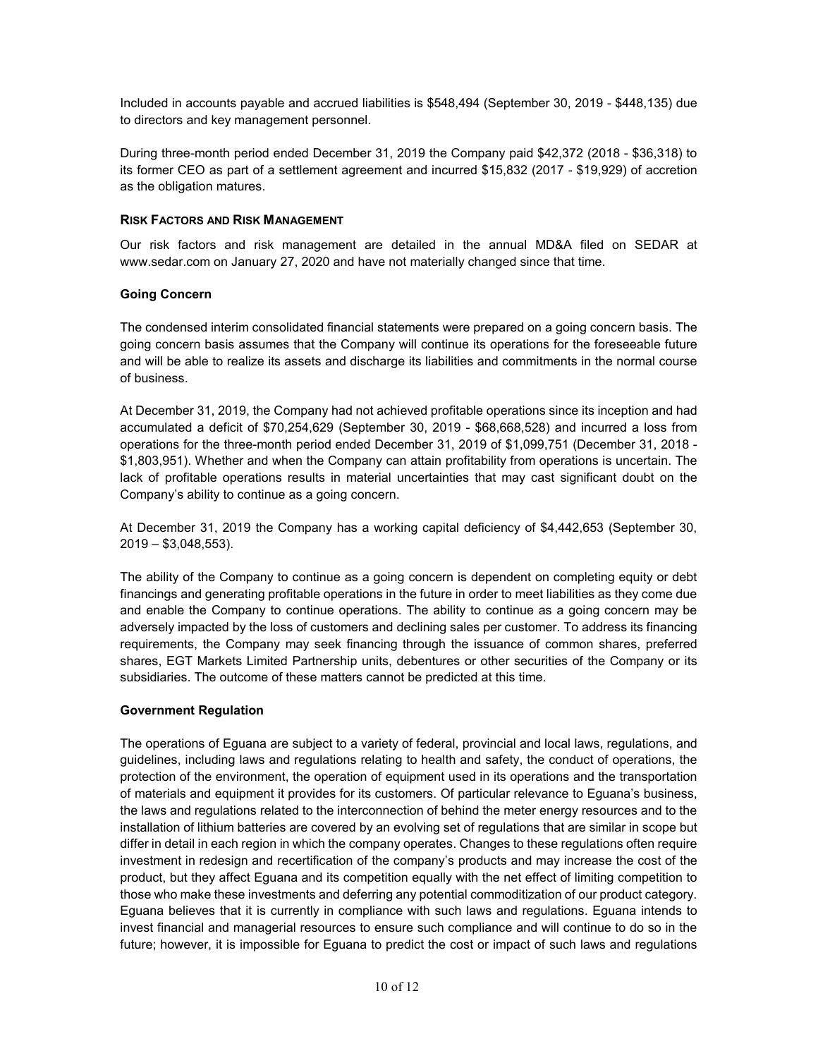Included in accounts payable and accrued liabilities is $548,494 (September 30, 2019 - $448,135) due to directors and key management personnel.

During three-month period ended December 31, 2019 the Company paid $42,372 (2018 - $36,318) to its former CEO as part of a settlement agreement and incurred $15,832 (2017 - $19,929) of accretion as the obligation matures.

## RISK FACTORS AND RISK MANAGEMENT

Our risk factors and risk management are detailed in the annual MD&A filed on SEDAR at www.sedar.com on January 27, 2020 and have not materially changed since that time.

### Going Concern

The condensed interim consolidated financial statements were prepared on a going concern basis. The going concern basis assumes that the Company will continue its operations for the foreseeable future and will be able to realize its assets and discharge its liabilities and commitments in the normal course of business.

At December 31, 2019, the Company had not achieved profitable operations since its inception and had accumulated a deficit of $70,254,629 (September 30, 2019 - $68,668,528) and incurred a loss from operations for the three-month period ended December 31, 2019 of $1,099,751 (December 31, 2018 - $1,803,951). Whether and when the Company can attain profitability from operations is uncertain. The lack of profitable operations results in material uncertainties that may cast significant doubt on the Company's ability to continue as a going concern.

At December 31, 2019 the Company has a working capital deficiency of $4,442,653 (September 30, 2019 – $3,048,553).

The ability of the Company to continue as a going concern is dependent on completing equity or debt financings and generating profitable operations in the future in order to meet liabilities as they come due and enable the Company to continue operations. The ability to continue as a going concern may be adversely impacted by the loss of customers and declining sales per customer. To address its financing requirements, the Company may seek financing through the issuance of common shares, preferred shares, EGT Markets Limited Partnership units, debentures or other securities of the Company or its subsidiaries. The outcome of these matters cannot be predicted at this time.

### Government Regulation

The operations of Eguana are subject to a variety of federal, provincial and local laws, regulations, and guidelines, including laws and regulations relating to health and safety, the conduct of operations, the protection of the environment, the operation of equipment used in its operations and the transportation of materials and equipment it provides for its customers. Of particular relevance to Eguana's business, the laws and regulations related to the interconnection of behind the meter energy resources and to the installation of lithium batteries are covered by an evolving set of regulations that are similar in scope but differ in detail in each region in which the company operates. Changes to these regulations often require investment in redesign and recertification of the company's products and may increase the cost of the product, but they affect Eguana and its competition equally with the net effect of limiting competition to those who make these investments and deferring any potential commoditization of our product category. Eguana believes that it is currently in compliance with such laws and regulations. Eguana intends to invest financial and managerial resources to ensure such compliance and will continue to do so in the future; however, it is impossible for Eguana to predict the cost or impact of such laws and regulations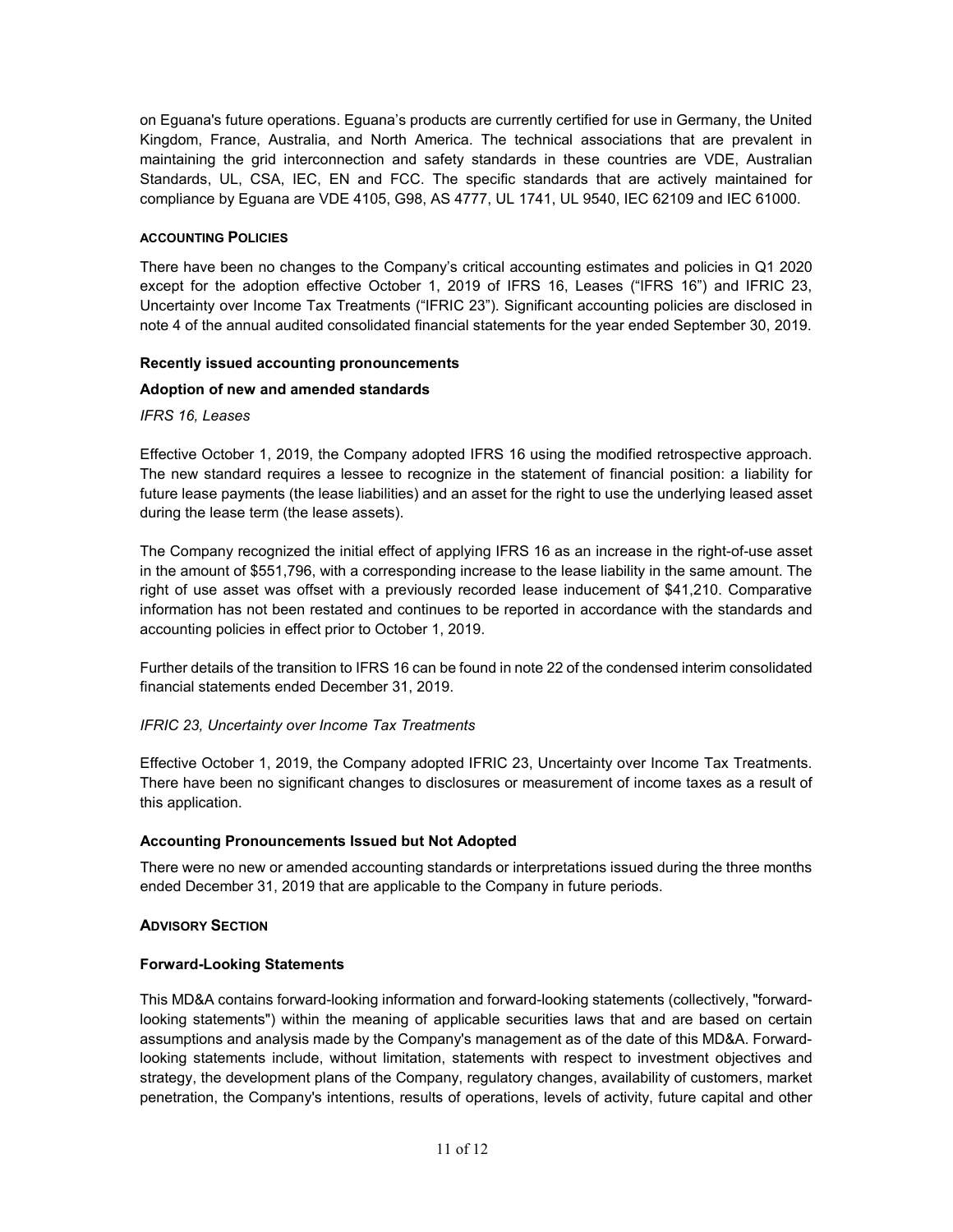on Eguana's future operations. Eguana's products are currently certified for use in Germany, the United Kingdom, France, Australia, and North America. The technical associations that are prevalent in maintaining the grid interconnection and safety standards in these countries are VDE, Australian Standards, UL, CSA, IEC, EN and FCC. The specific standards that are actively maintained for compliance by Eguana are VDE 4105, G98, AS 4777, UL 1741, UL 9540, IEC 62109 and IEC 61000.

## ACCOUNTING POLICIES

There have been no changes to the Company's critical accounting estimates and policies in Q1 2020 except for the adoption effective October 1, 2019 of IFRS 16, Leases ("IFRS 16") and IFRIC 23, Uncertainty over Income Tax Treatments ("IFRIC 23"). Significant accounting policies are disclosed in note 4 of the annual audited consolidated financial statements for the year ended September 30, 2019.

### Recently issued accounting pronouncements

### Adoption of new and amended standards

*IFRS 16, Leases*

Effective October 1, 2019, the Company adopted IFRS 16 using the modified retrospective approach. The new standard requires a lessee to recognize in the statement of financial position: a liability for future lease payments (the lease liabilities) and an asset for the right to use the underlying leased asset during the lease term (the lease assets).

The Company recognized the initial effect of applying IFRS 16 as an increase in the right-of-use asset in the amount of $551,796, with a corresponding increase to the lease liability in the same amount. The right of use asset was offset with a previously recorded lease inducement of $41,210. Comparative information has not been restated and continues to be reported in accordance with the standards and accounting policies in effect prior to October 1, 2019.

Further details of the transition to IFRS 16 can be found in note 22 of the condensed interim consolidated financial statements ended December 31, 2019.

*IFRIC 23, Uncertainty over Income Tax Treatments*

Effective October 1, 2019, the Company adopted IFRIC 23, Uncertainty over Income Tax Treatments. There have been no significant changes to disclosures or measurement of income taxes as a result of this application.

### Accounting Pronouncements Issued but Not Adopted

There were no new or amended accounting standards or interpretations issued during the three months ended December 31, 2019 that are applicable to the Company in future periods.

## ADVISORY SECTION

### Forward-Looking Statements

This MD&A contains forward-looking information and forward-looking statements (collectively, "forward-looking statements") within the meaning of applicable securities laws that and are based on certain assumptions and analysis made by the Company's management as of the date of this MD&A. Forward-looking statements include, without limitation, statements with respect to investment objectives and strategy, the development plans of the Company, regulatory changes, availability of customers, market penetration, the Company's intentions, results of operations, levels of activity, future capital and other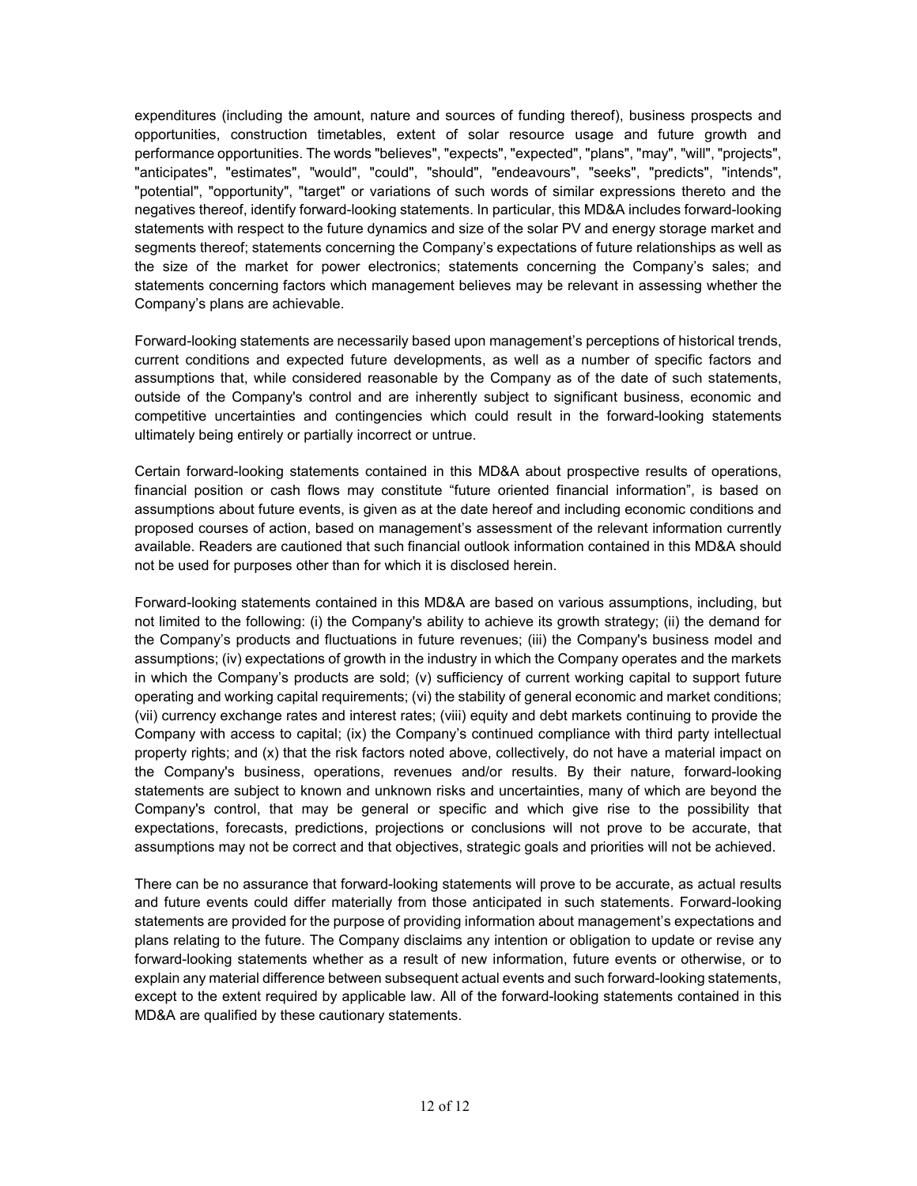expenditures (including the amount, nature and sources of funding thereof), business prospects and opportunities, construction timetables, extent of solar resource usage and future growth and performance opportunities. The words "believes", "expects", "expected", "plans", "may", "will", "projects", "anticipates", "estimates", "would", "could", "should", "endeavours", "seeks", "predicts", "intends", "potential", "opportunity", "target" or variations of such words of similar expressions thereto and the negatives thereof, identify forward-looking statements. In particular, this MD&A includes forward-looking statements with respect to the future dynamics and size of the solar PV and energy storage market and segments thereof; statements concerning the Company's expectations of future relationships as well as the size of the market for power electronics; statements concerning the Company's sales; and statements concerning factors which management believes may be relevant in assessing whether the Company's plans are achievable.

Forward-looking statements are necessarily based upon management's perceptions of historical trends, current conditions and expected future developments, as well as a number of specific factors and assumptions that, while considered reasonable by the Company as of the date of such statements, outside of the Company's control and are inherently subject to significant business, economic and competitive uncertainties and contingencies which could result in the forward-looking statements ultimately being entirely or partially incorrect or untrue.

Certain forward-looking statements contained in this MD&A about prospective results of operations, financial position or cash flows may constitute "future oriented financial information", is based on assumptions about future events, is given as at the date hereof and including economic conditions and proposed courses of action, based on management's assessment of the relevant information currently available. Readers are cautioned that such financial outlook information contained in this MD&A should not be used for purposes other than for which it is disclosed herein.

Forward-looking statements contained in this MD&A are based on various assumptions, including, but not limited to the following: (i) the Company's ability to achieve its growth strategy; (ii) the demand for the Company's products and fluctuations in future revenues; (iii) the Company's business model and assumptions; (iv) expectations of growth in the industry in which the Company operates and the markets in which the Company's products are sold; (v) sufficiency of current working capital to support future operating and working capital requirements; (vi) the stability of general economic and market conditions; (vii) currency exchange rates and interest rates; (viii) equity and debt markets continuing to provide the Company with access to capital; (ix) the Company's continued compliance with third party intellectual property rights; and (x) that the risk factors noted above, collectively, do not have a material impact on the Company's business, operations, revenues and/or results. By their nature, forward-looking statements are subject to known and unknown risks and uncertainties, many of which are beyond the Company's control, that may be general or specific and which give rise to the possibility that expectations, forecasts, predictions, projections or conclusions will not prove to be accurate, that assumptions may not be correct and that objectives, strategic goals and priorities will not be achieved.

There can be no assurance that forward-looking statements will prove to be accurate, as actual results and future events could differ materially from those anticipated in such statements. Forward-looking statements are provided for the purpose of providing information about management's expectations and plans relating to the future. The Company disclaims any intention or obligation to update or revise any forward-looking statements whether as a result of new information, future events or otherwise, or to explain any material difference between subsequent actual events and such forward-looking statements, except to the extent required by applicable law. All of the forward-looking statements contained in this MD&A are qualified by these cautionary statements.